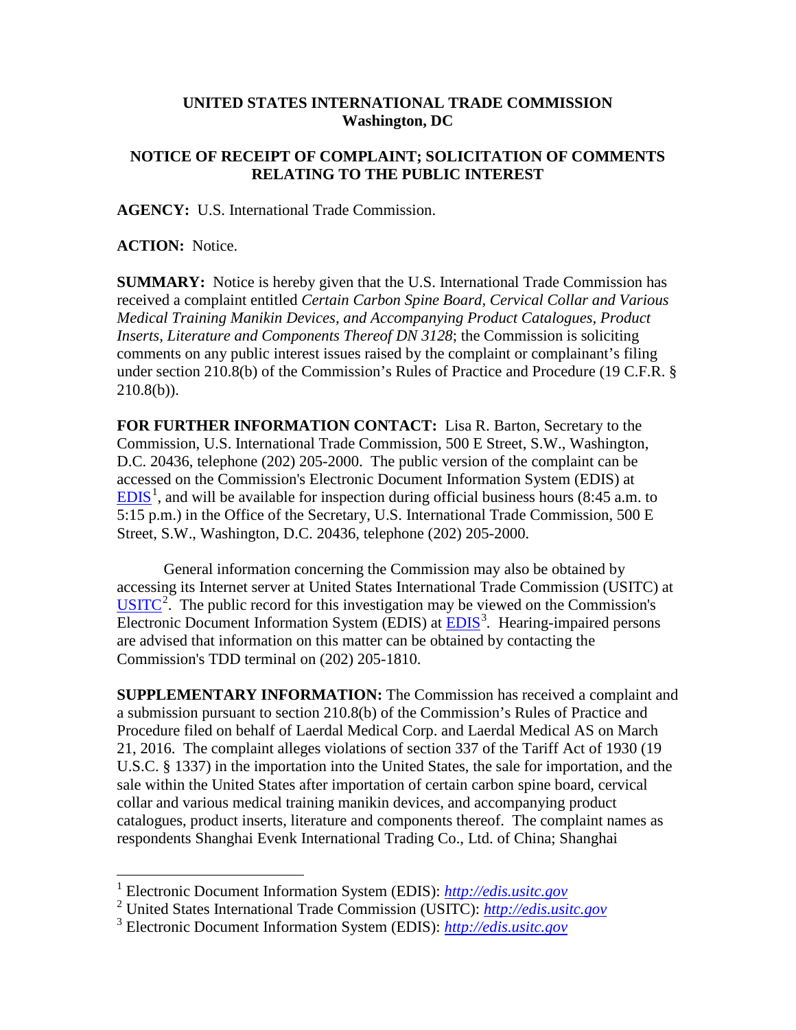**UNITED STATES INTERNATIONAL TRADE COMMISSION**
**Washington, DC**

**NOTICE OF RECEIPT OF COMPLAINT; SOLICITATION OF COMMENTS RELATING TO THE PUBLIC INTEREST**

**AGENCY:** U.S. International Trade Commission.

**ACTION:** Notice.

**SUMMARY:** Notice is hereby given that the U.S. International Trade Commission has received a complaint entitled *Certain Carbon Spine Board, Cervical Collar and Various Medical Training Manikin Devices, and Accompanying Product Catalogues, Product Inserts, Literature and Components Thereof DN 3128*; the Commission is soliciting comments on any public interest issues raised by the complaint or complainant's filing under section 210.8(b) of the Commission's Rules of Practice and Procedure (19 C.F.R. § 210.8(b)).

**FOR FURTHER INFORMATION CONTACT:** Lisa R. Barton, Secretary to the Commission, U.S. International Trade Commission, 500 E Street, S.W., Washington, D.C. 20436, telephone (202) 205-2000. The public version of the complaint can be accessed on the Commission's Electronic Document Information System (EDIS) at EDIS[1], and will be available for inspection during official business hours (8:45 a.m. to 5:15 p.m.) in the Office of the Secretary, U.S. International Trade Commission, 500 E Street, S.W., Washington, D.C. 20436, telephone (202) 205-2000.

General information concerning the Commission may also be obtained by accessing its Internet server at United States International Trade Commission (USITC) at USITC[2]. The public record for this investigation may be viewed on the Commission's Electronic Document Information System (EDIS) at EDIS[3]. Hearing-impaired persons are advised that information on this matter can be obtained by contacting the Commission's TDD terminal on (202) 205-1810.

**SUPPLEMENTARY INFORMATION:** The Commission has received a complaint and a submission pursuant to section 210.8(b) of the Commission's Rules of Practice and Procedure filed on behalf of Laerdal Medical Corp. and Laerdal Medical AS on March 21, 2016. The complaint alleges violations of section 337 of the Tariff Act of 1930 (19 U.S.C. § 1337) in the importation into the United States, the sale for importation, and the sale within the United States after importation of certain carbon spine board, cervical collar and various medical training manikin devices, and accompanying product catalogues, product inserts, literature and components thereof. The complaint names as respondents Shanghai Evenk International Trading Co., Ltd. of China; Shanghai

---

[1] Electronic Document Information System (EDIS): *http://edis.usitc.gov*

[2] United States International Trade Commission (USITC): *http://edis.usitc.gov*

[3] Electronic Document Information System (EDIS): *http://edis.usitc.gov*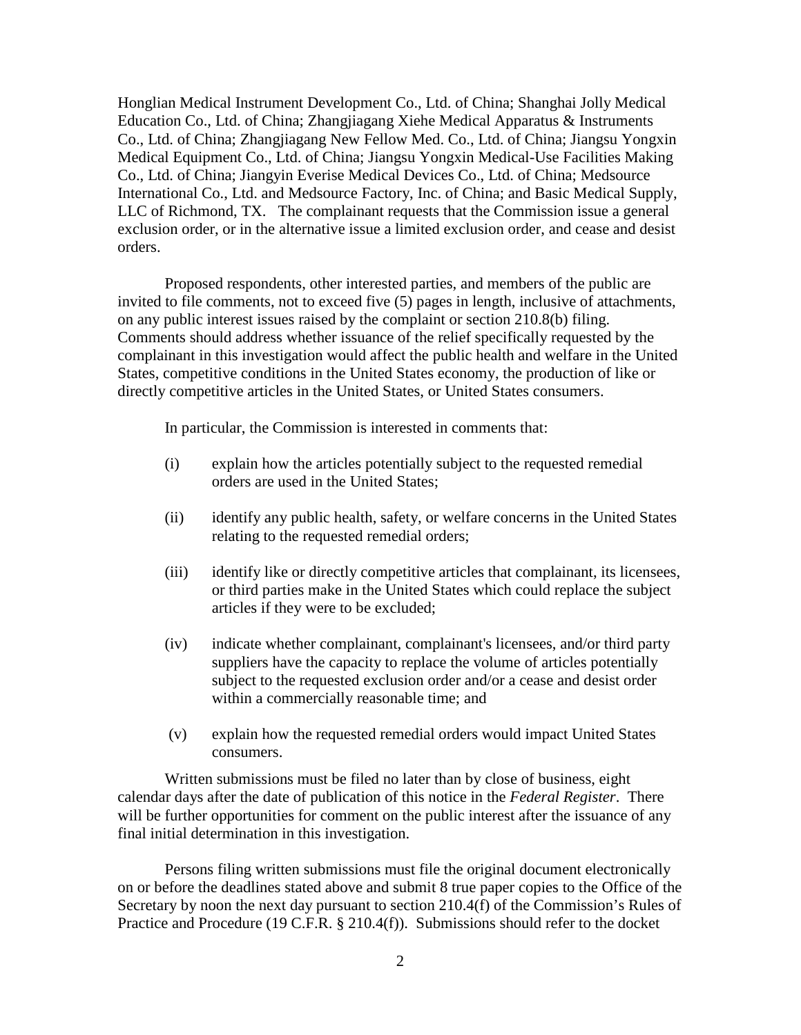Honglian Medical Instrument Development Co., Ltd. of China; Shanghai Jolly Medical Education Co., Ltd. of China; Zhangjiagang Xiehe Medical Apparatus & Instruments Co., Ltd. of China; Zhangjiagang New Fellow Med. Co., Ltd. of China; Jiangsu Yongxin Medical Equipment Co., Ltd. of China; Jiangsu Yongxin Medical-Use Facilities Making Co., Ltd. of China; Jiangyin Everise Medical Devices Co., Ltd. of China; Medsource International Co., Ltd. and Medsource Factory, Inc. of China; and Basic Medical Supply, LLC of Richmond, TX. The complainant requests that the Commission issue a general exclusion order, or in the alternative issue a limited exclusion order, and cease and desist orders.

Proposed respondents, other interested parties, and members of the public are invited to file comments, not to exceed five (5) pages in length, inclusive of attachments, on any public interest issues raised by the complaint or section 210.8(b) filing. Comments should address whether issuance of the relief specifically requested by the complainant in this investigation would affect the public health and welfare in the United States, competitive conditions in the United States economy, the production of like or directly competitive articles in the United States, or United States consumers.

In particular, the Commission is interested in comments that:

(i) explain how the articles potentially subject to the requested remedial orders are used in the United States;

(ii) identify any public health, safety, or welfare concerns in the United States relating to the requested remedial orders;

(iii) identify like or directly competitive articles that complainant, its licensees, or third parties make in the United States which could replace the subject articles if they were to be excluded;

(iv) indicate whether complainant, complainant's licensees, and/or third party suppliers have the capacity to replace the volume of articles potentially subject to the requested exclusion order and/or a cease and desist order within a commercially reasonable time; and

(v) explain how the requested remedial orders would impact United States consumers.

Written submissions must be filed no later than by close of business, eight calendar days after the date of publication of this notice in the *Federal Register*. There will be further opportunities for comment on the public interest after the issuance of any final initial determination in this investigation.

Persons filing written submissions must file the original document electronically on or before the deadlines stated above and submit 8 true paper copies to the Office of the Secretary by noon the next day pursuant to section 210.4(f) of the Commission's Rules of Practice and Procedure (19 C.F.R. § 210.4(f)). Submissions should refer to the docket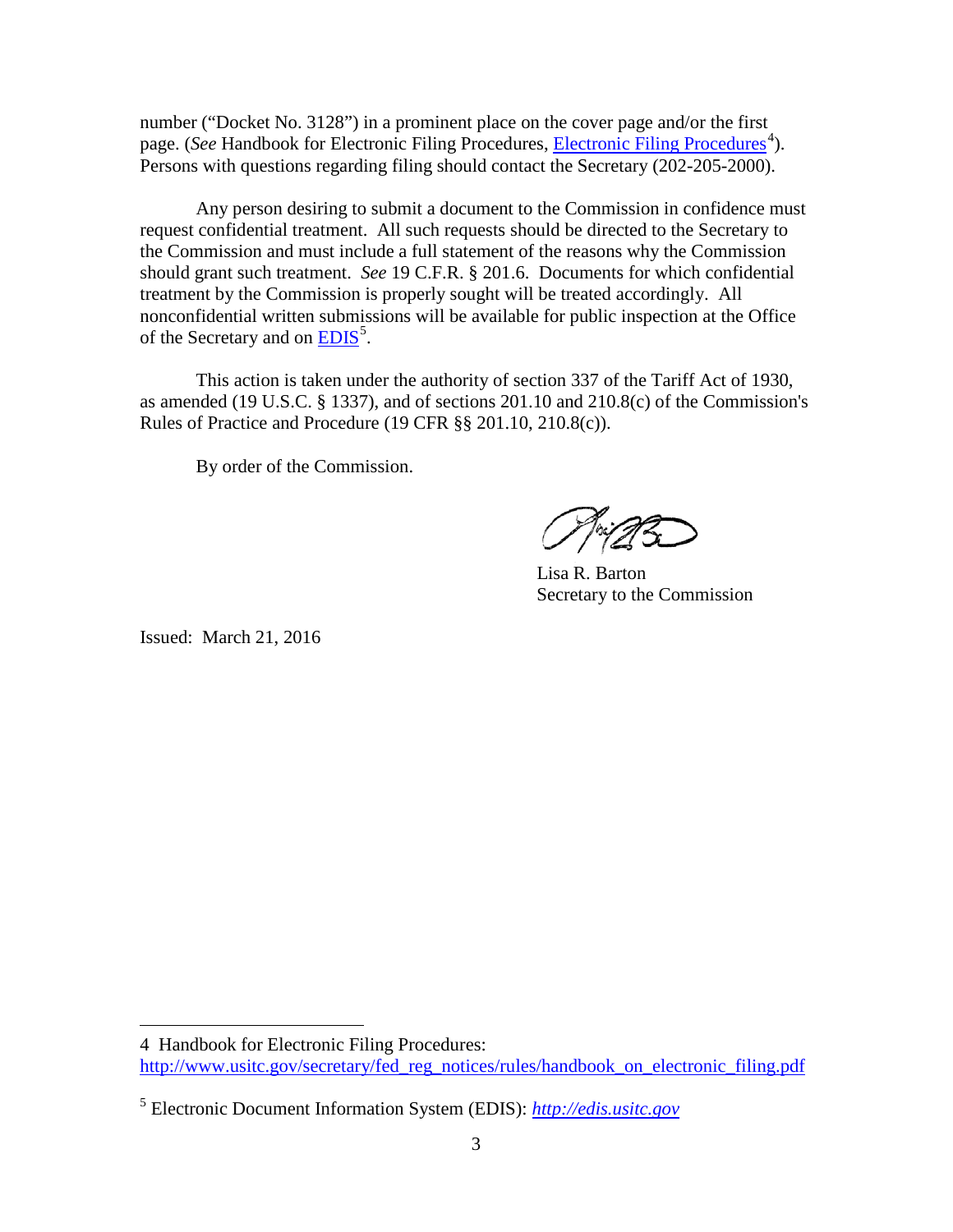number ("Docket No. 3128") in a prominent place on the cover page and/or the first page. (*See* Handbook for Electronic Filing Procedures, Electronic Filing Procedures[4]). Persons with questions regarding filing should contact the Secretary (202-205-2000).

Any person desiring to submit a document to the Commission in confidence must request confidential treatment. All such requests should be directed to the Secretary to the Commission and must include a full statement of the reasons why the Commission should grant such treatment. *See* 19 C.F.R. § 201.6. Documents for which confidential treatment by the Commission is properly sought will be treated accordingly. All nonconfidential written submissions will be available for public inspection at the Office of the Secretary and on EDIS[5].

This action is taken under the authority of section 337 of the Tariff Act of 1930, as amended (19 U.S.C. § 1337), and of sections 201.10 and 210.8(c) of the Commission's Rules of Practice and Procedure (19 CFR §§ 201.10, 210.8(c)).

By order of the Commission.

Lisa R. Barton
Secretary to the Commission

Issued: March 21, 2016

---

4 Handbook for Electronic Filing Procedures: http://www.usitc.gov/secretary/fed_reg_notices/rules/handbook_on_electronic_filing.pdf

5 Electronic Document Information System (EDIS): *http://edis.usitc.gov*